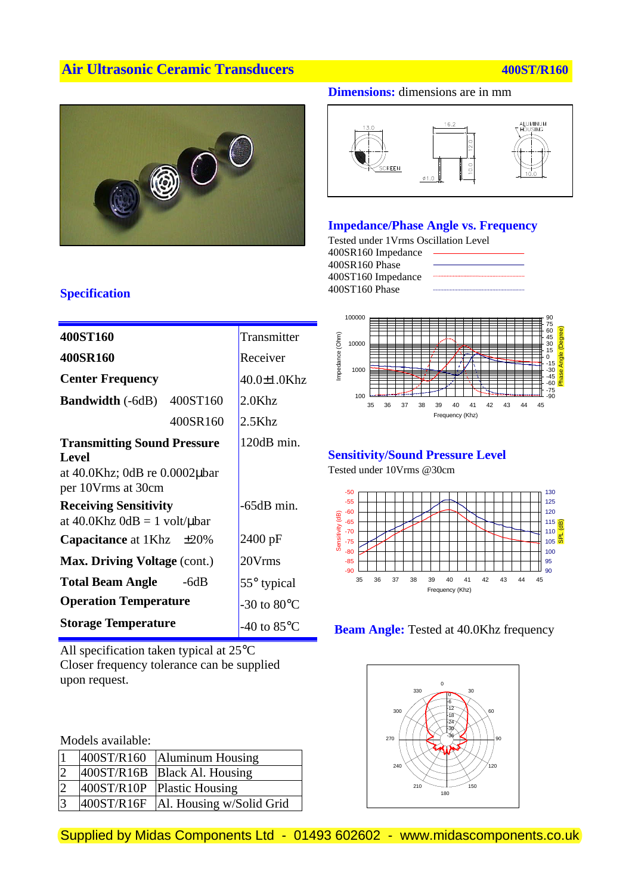# Air Ultrasonic Ceramic Transducers

**400ST/R160**

## Specification

| | | |
|---|---|---|
| **400ST160** | | Transmitter |
| **400SR160** | | Receiver |
| **Center Frequency** | | 40.0±1.0Khz |
| **Bandwidth** (-6dB) | 400ST160 | 2.0Khz |
| | 400SR160 | 2.5Khz |
| **Transmitting Sound Pressure Level** at 40.0Khz; 0dB re 0.0002µbar per 10Vrms at 30cm | | 120dB min. |
| **Receiving Sensitivity** at 40.0Khz 0dB = 1 volt/µbar | | -65dB min. |
| **Capacitance** at 1Khz ±20% | | 2400 pF |
| **Max. Driving Voltage** (cont.) | | 20Vrms |
| **Total Beam Angle** -6dB | | 55° typical |
| **Operation Temperature** | | -30 to 80°C |
| **Storage Temperature** | | -40 to 85°C |

All specification taken typical at 25°C
Closer frequency tolerance can be supplied upon request.

Models available:

| | | |
|---|---|---|
| 1 | 400ST/R160 | Aluminum Housing |
| 2 | 400ST/R16B | Black Al. Housing |
| 2 | 400ST/R10P | Plastic Housing |
| 3 | 400ST/R16F | Al. Housing w/Solid Grid |

## Dimensions: dimensions are in mm

13.0, 16.2, 12.0, 10.0, ϕ1.0, SCREEN, ALUMINUM HOUSING, 10.0

## Impedance/Phase Angle vs. Frequency

Tested under 1Vrms Oscillation Level

- 400SR160 Impedance
- 400SR160 Phase
- 400ST160 Impedance
- 400ST160 Phase

## Sensitivity/Sound Pressure Level

Tested under 10Vrms @30cm

## Beam Angle: Tested at 40.0Khz frequency

Supplied by Midas Components Ltd - 01493 602602 - www.midascomponents.co.uk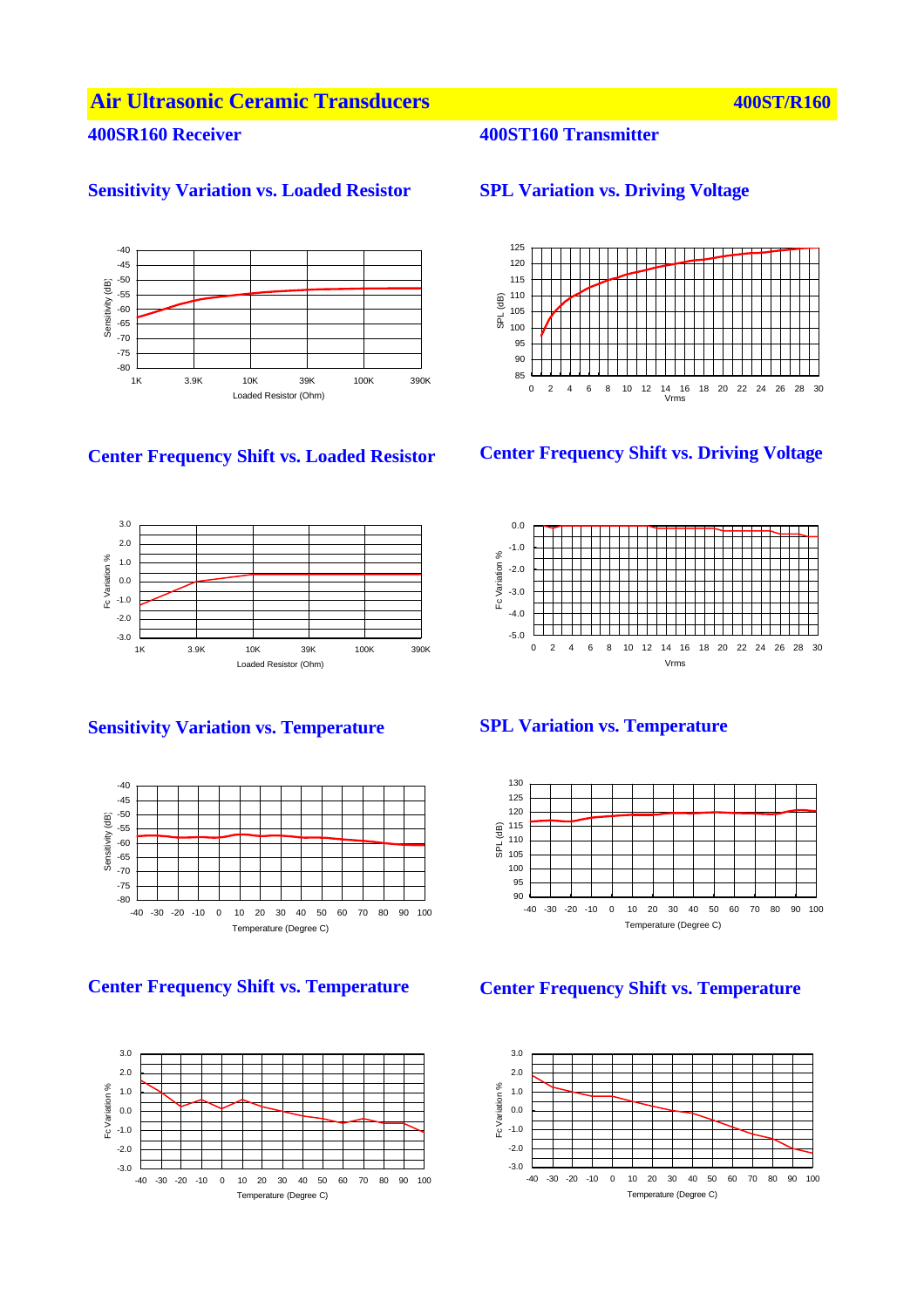# Air Ultrasonic Ceramic Transducers

400ST/R160

## 400SR160 Receiver

## 400ST160 Transmitter

### Sensitivity Variation vs. Loaded Resistor

Sensitivity (dB)
-40
-45
-50
-55
-60
-65
-70
-75
-80
1K 3.9K 10K 39K 100K 390K
Loaded Resistor (Ohm)

### SPL Variation vs. Driving Voltage

SPL (dB)
125
120
115
110
105
100
95
90
85
0 2 4 6 8 10 12 14 16 18 20 22 24 26 28 30
Vrms

### Center Frequency Shift vs. Loaded Resistor

Fc Variation %
3.0
2.0
1.0
0.0
-1.0
-2.0
-3.0
1K 3.9K 10K 39K 100K 390K
Loaded Resistor (Ohm)

### Center Frequency Shift vs. Driving Voltage

Fc Variation %
0.0
-1.0
-2.0
-3.0
-4.0
-5.0
0 2 4 6 8 10 12 14 16 18 20 22 24 26 28 30
Vrms

### Sensitivity Variation vs. Temperature

Sensitivity (dB)
-40
-45
-50
-55
-60
-65
-70
-75
-80
-40 -30 -20 -10 0 10 20 30 40 50 60 70 80 90 100
Temperature (Degree C)

### SPL Variation vs. Temperature

SPL (dB)
130
125
120
115
110
105
100
95
90
-40 -30 -20 -10 0 10 20 30 40 50 60 70 80 90 100
Temperature (Degree C)

### Center Frequency Shift vs. Temperature

Fc Variation %
3.0
2.0
1.0
0.0
-1.0
-2.0
-3.0
-40 -30 -20 -10 0 10 20 30 40 50 60 70 80 90 100
Temperature (Degree C)

### Center Frequency Shift vs. Temperature

Fc Variation %
3.0
2.0
1.0
0.0
-1.0
-2.0
-3.0
-40 -30 -20 -10 0 10 20 30 40 50 60 70 80 90 100
Temperature (Degree C)